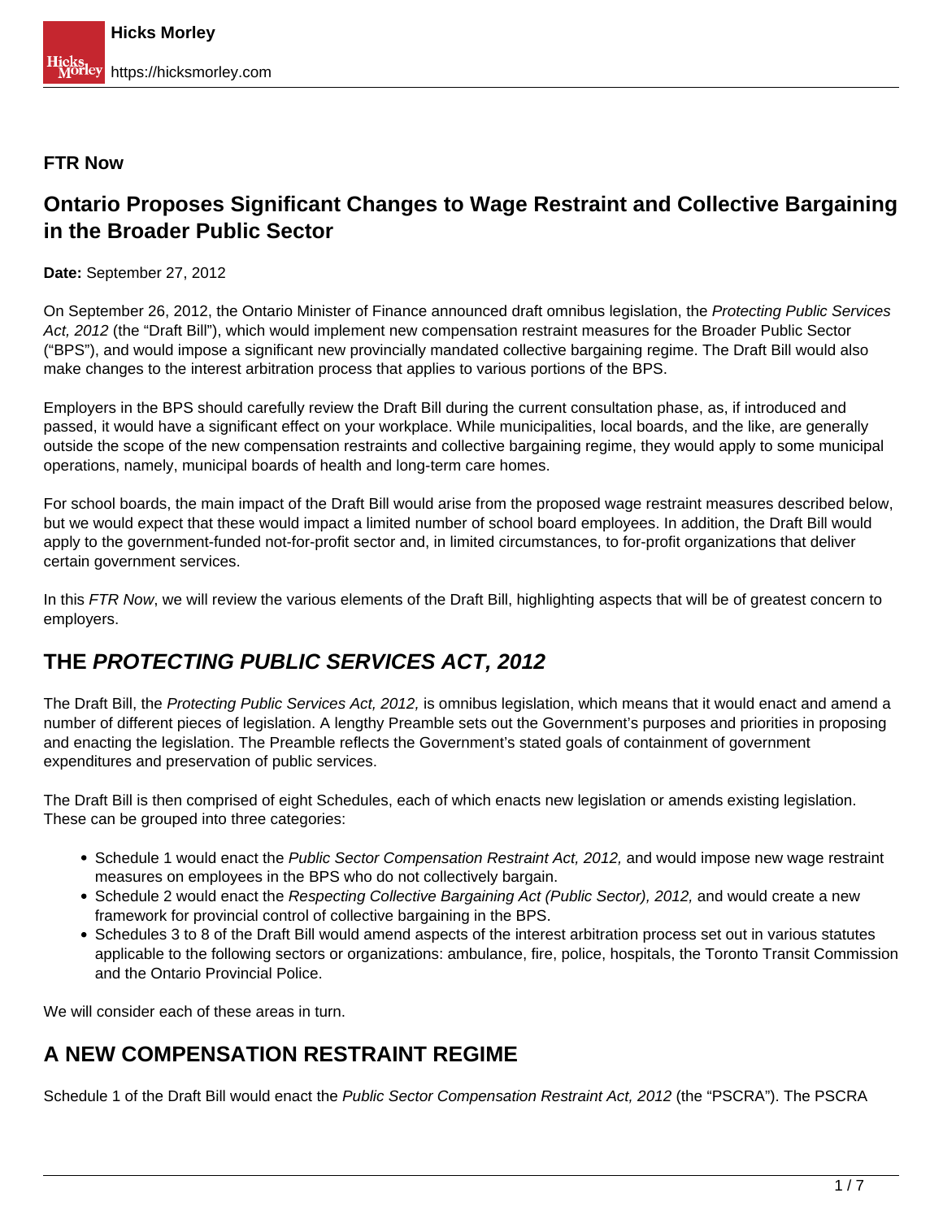**FTR Now**

# Ontario Proposes Significant Changes to Wage Restraint and Collective Bargaining in the Broader Public Sector

**Date:** September 27, 2012

On September 26, 2012, the Ontario Minister of Finance announced draft omnibus legislation, the *Protecting Public Services Act, 2012* (the "Draft Bill"), which would implement new compensation restraint measures for the Broader Public Sector ("BPS"), and would impose a significant new provincially mandated collective bargaining regime. The Draft Bill would also make changes to the interest arbitration process that applies to various portions of the BPS.

Employers in the BPS should carefully review the Draft Bill during the current consultation phase, as, if introduced and passed, it would have a significant effect on your workplace. While municipalities, local boards, and the like, are generally outside the scope of the new compensation restraints and collective bargaining regime, they would apply to some municipal operations, namely, municipal boards of health and long-term care homes.

For school boards, the main impact of the Draft Bill would arise from the proposed wage restraint measures described below, but we would expect that these would impact a limited number of school board employees. In addition, the Draft Bill would apply to the government-funded not-for-profit sector and, in limited circumstances, to for-profit organizations that deliver certain government services.

In this *FTR Now*, we will review the various elements of the Draft Bill, highlighting aspects that will be of greatest concern to employers.

## THE *PROTECTING PUBLIC SERVICES ACT, 2012*

The Draft Bill, the *Protecting Public Services Act, 2012,* is omnibus legislation, which means that it would enact and amend a number of different pieces of legislation. A lengthy Preamble sets out the Government's purposes and priorities in proposing and enacting the legislation. The Preamble reflects the Government's stated goals of containment of government expenditures and preservation of public services.

The Draft Bill is then comprised of eight Schedules, each of which enacts new legislation or amends existing legislation. These can be grouped into three categories:

- Schedule 1 would enact the *Public Sector Compensation Restraint Act, 2012,* and would impose new wage restraint measures on employees in the BPS who do not collectively bargain.
- Schedule 2 would enact the *Respecting Collective Bargaining Act (Public Sector), 2012,* and would create a new framework for provincial control of collective bargaining in the BPS.
- Schedules 3 to 8 of the Draft Bill would amend aspects of the interest arbitration process set out in various statutes applicable to the following sectors or organizations: ambulance, fire, police, hospitals, the Toronto Transit Commission and the Ontario Provincial Police.

We will consider each of these areas in turn.

## A NEW COMPENSATION RESTRAINT REGIME

Schedule 1 of the Draft Bill would enact the *Public Sector Compensation Restraint Act, 2012* (the "PSCRA"). The PSCRA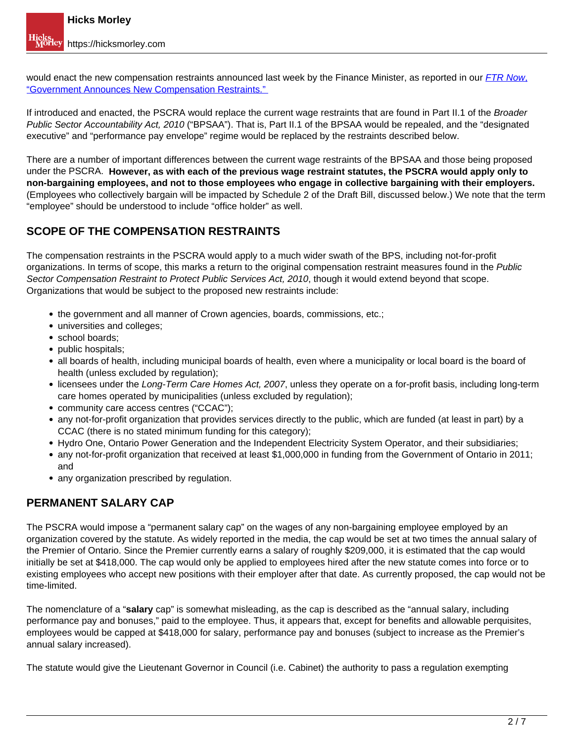would enact the new compensation restraints announced last week by the Finance Minister, as reported in our [*FTR Now*, "Government Announces New Compensation Restraints."](#)

If introduced and enacted, the PSCRA would replace the current wage restraints that are found in Part II.1 of the *Broader Public Sector Accountability Act, 2010* ("BPSAA"). That is, Part II.1 of the BPSAA would be repealed, and the "designated executive" and "performance pay envelope" regime would be replaced by the restraints described below.

There are a number of important differences between the current wage restraints of the BPSAA and those being proposed under the PSCRA. **However, as with each of the previous wage restraint statutes, the PSCRA would apply only to non-bargaining employees, and not to those employees who engage in collective bargaining with their employers.** (Employees who collectively bargain will be impacted by Schedule 2 of the Draft Bill, discussed below.) We note that the term "employee" should be understood to include "office holder" as well.

## SCOPE OF THE COMPENSATION RESTRAINTS

The compensation restraints in the PSCRA would apply to a much wider swath of the BPS, including not-for-profit organizations. In terms of scope, this marks a return to the original compensation restraint measures found in the *Public Sector Compensation Restraint to Protect Public Services Act, 2010*, though it would extend beyond that scope. Organizations that would be subject to the proposed new restraints include:

- the government and all manner of Crown agencies, boards, commissions, etc.;
- universities and colleges;
- school boards;
- public hospitals;
- all boards of health, including municipal boards of health, even where a municipality or local board is the board of health (unless excluded by regulation);
- licensees under the *Long-Term Care Homes Act, 2007*, unless they operate on a for-profit basis, including long-term care homes operated by municipalities (unless excluded by regulation);
- community care access centres ("CCAC");
- any not-for-profit organization that provides services directly to the public, which are funded (at least in part) by a CCAC (there is no stated minimum funding for this category);
- Hydro One, Ontario Power Generation and the Independent Electricity System Operator, and their subsidiaries;
- any not-for-profit organization that received at least $1,000,000 in funding from the Government of Ontario in 2011; and
- any organization prescribed by regulation.

## PERMANENT SALARY CAP

The PSCRA would impose a "permanent salary cap" on the wages of any non-bargaining employee employed by an organization covered by the statute. As widely reported in the media, the cap would be set at two times the annual salary of the Premier of Ontario. Since the Premier currently earns a salary of roughly $209,000, it is estimated that the cap would initially be set at $418,000. The cap would only be applied to employees hired after the new statute comes into force or to existing employees who accept new positions with their employer after that date. As currently proposed, the cap would not be time-limited.

The nomenclature of a "**salary** cap" is somewhat misleading, as the cap is described as the "annual salary, including performance pay and bonuses," paid to the employee. Thus, it appears that, except for benefits and allowable perquisites, employees would be capped at $418,000 for salary, performance pay and bonuses (subject to increase as the Premier's annual salary increased).

The statute would give the Lieutenant Governor in Council (i.e. Cabinet) the authority to pass a regulation exempting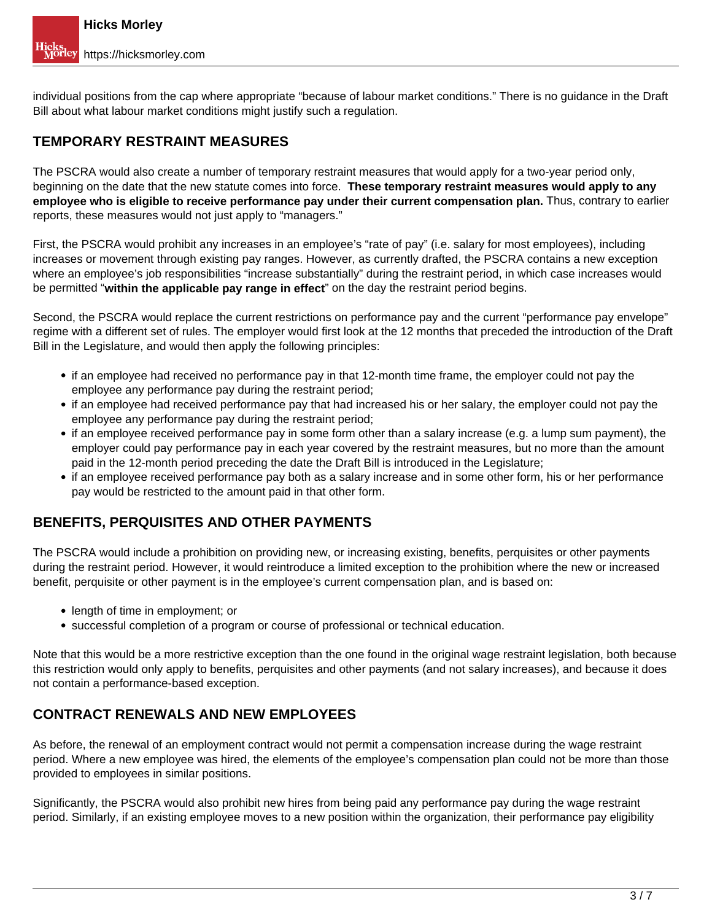individual positions from the cap where appropriate "because of labour market conditions." There is no guidance in the Draft Bill about what labour market conditions might justify such a regulation.

## TEMPORARY RESTRAINT MEASURES

The PSCRA would also create a number of temporary restraint measures that would apply for a two-year period only, beginning on the date that the new statute comes into force. **These temporary restraint measures would apply to any employee who is eligible to receive performance pay under their current compensation plan.** Thus, contrary to earlier reports, these measures would not just apply to "managers."

First, the PSCRA would prohibit any increases in an employee's "rate of pay" (i.e. salary for most employees), including increases or movement through existing pay ranges. However, as currently drafted, the PSCRA contains a new exception where an employee's job responsibilities "increase substantially" during the restraint period, in which case increases would be permitted "**within the applicable pay range in effect**" on the day the restraint period begins.

Second, the PSCRA would replace the current restrictions on performance pay and the current "performance pay envelope" regime with a different set of rules. The employer would first look at the 12 months that preceded the introduction of the Draft Bill in the Legislature, and would then apply the following principles:

- if an employee had received no performance pay in that 12-month time frame, the employer could not pay the employee any performance pay during the restraint period;
- if an employee had received performance pay that had increased his or her salary, the employer could not pay the employee any performance pay during the restraint period;
- if an employee received performance pay in some form other than a salary increase (e.g. a lump sum payment), the employer could pay performance pay in each year covered by the restraint measures, but no more than the amount paid in the 12-month period preceding the date the Draft Bill is introduced in the Legislature;
- if an employee received performance pay both as a salary increase and in some other form, his or her performance pay would be restricted to the amount paid in that other form.

## BENEFITS, PERQUISITES AND OTHER PAYMENTS

The PSCRA would include a prohibition on providing new, or increasing existing, benefits, perquisites or other payments during the restraint period. However, it would reintroduce a limited exception to the prohibition where the new or increased benefit, perquisite or other payment is in the employee's current compensation plan, and is based on:

- length of time in employment; or
- successful completion of a program or course of professional or technical education.

Note that this would be a more restrictive exception than the one found in the original wage restraint legislation, both because this restriction would only apply to benefits, perquisites and other payments (and not salary increases), and because it does not contain a performance-based exception.

## CONTRACT RENEWALS AND NEW EMPLOYEES

As before, the renewal of an employment contract would not permit a compensation increase during the wage restraint period. Where a new employee was hired, the elements of the employee's compensation plan could not be more than those provided to employees in similar positions.

Significantly, the PSCRA would also prohibit new hires from being paid any performance pay during the wage restraint period. Similarly, if an existing employee moves to a new position within the organization, their performance pay eligibility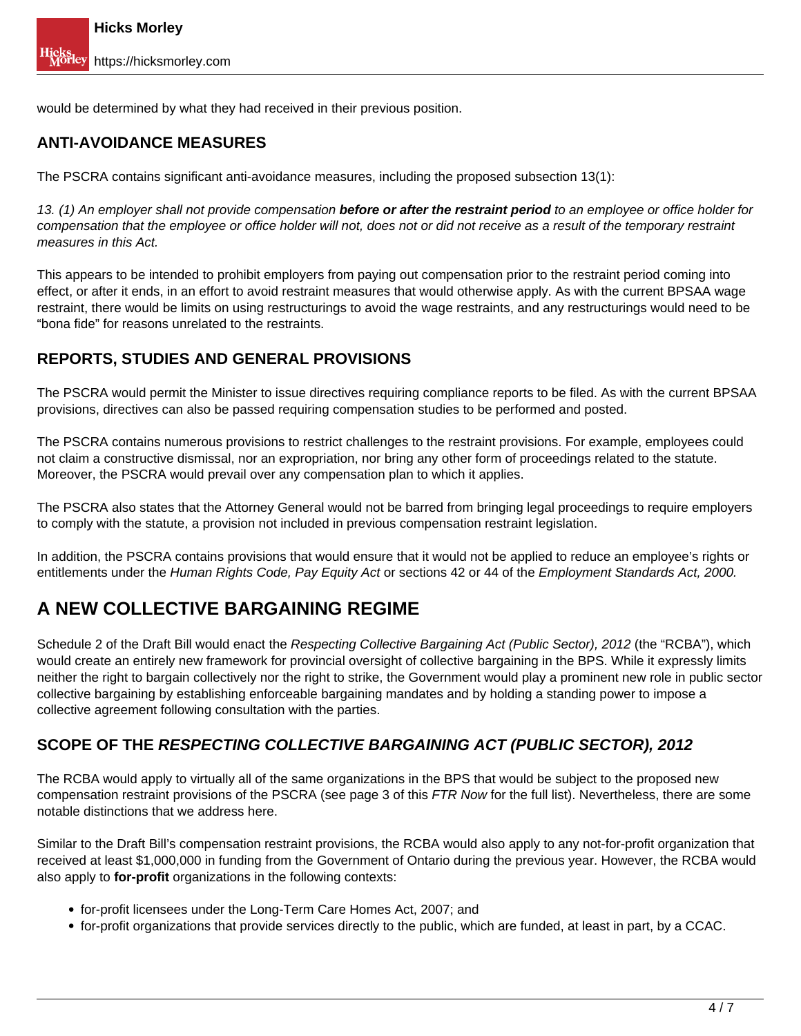would be determined by what they had received in their previous position.

### ANTI-AVOIDANCE MEASURES

The PSCRA contains significant anti-avoidance measures, including the proposed subsection 13(1):

*13. (1) An employer shall not provide compensation* ***before or after the restraint period*** *to an employee or office holder for compensation that the employee or office holder will not, does not or did not receive as a result of the temporary restraint measures in this Act.*

This appears to be intended to prohibit employers from paying out compensation prior to the restraint period coming into effect, or after it ends, in an effort to avoid restraint measures that would otherwise apply. As with the current BPSAA wage restraint, there would be limits on using restructurings to avoid the wage restraints, and any restructurings would need to be "bona fide" for reasons unrelated to the restraints.

### REPORTS, STUDIES AND GENERAL PROVISIONS

The PSCRA would permit the Minister to issue directives requiring compliance reports to be filed. As with the current BPSAA provisions, directives can also be passed requiring compensation studies to be performed and posted.

The PSCRA contains numerous provisions to restrict challenges to the restraint provisions. For example, employees could not claim a constructive dismissal, nor an expropriation, nor bring any other form of proceedings related to the statute. Moreover, the PSCRA would prevail over any compensation plan to which it applies.

The PSCRA also states that the Attorney General would not be barred from bringing legal proceedings to require employers to comply with the statute, a provision not included in previous compensation restraint legislation.

In addition, the PSCRA contains provisions that would ensure that it would not be applied to reduce an employee's rights or entitlements under the *Human Rights Code, Pay Equity Act* or sections 42 or 44 of the *Employment Standards Act, 2000.*

## A NEW COLLECTIVE BARGAINING REGIME

Schedule 2 of the Draft Bill would enact the *Respecting Collective Bargaining Act (Public Sector), 2012* (the "RCBA"), which would create an entirely new framework for provincial oversight of collective bargaining in the BPS. While it expressly limits neither the right to bargain collectively nor the right to strike, the Government would play a prominent new role in public sector collective bargaining by establishing enforceable bargaining mandates and by holding a standing power to impose a collective agreement following consultation with the parties.

### SCOPE OF THE *RESPECTING COLLECTIVE BARGAINING ACT (PUBLIC SECTOR), 2012*

The RCBA would apply to virtually all of the same organizations in the BPS that would be subject to the proposed new compensation restraint provisions of the PSCRA (see page 3 of this *FTR Now* for the full list). Nevertheless, there are some notable distinctions that we address here.

Similar to the Draft Bill's compensation restraint provisions, the RCBA would also apply to any not-for-profit organization that received at least $1,000,000 in funding from the Government of Ontario during the previous year. However, the RCBA would also apply to **for-profit** organizations in the following contexts:

- for-profit licensees under the Long-Term Care Homes Act, 2007; and
- for-profit organizations that provide services directly to the public, which are funded, at least in part, by a CCAC.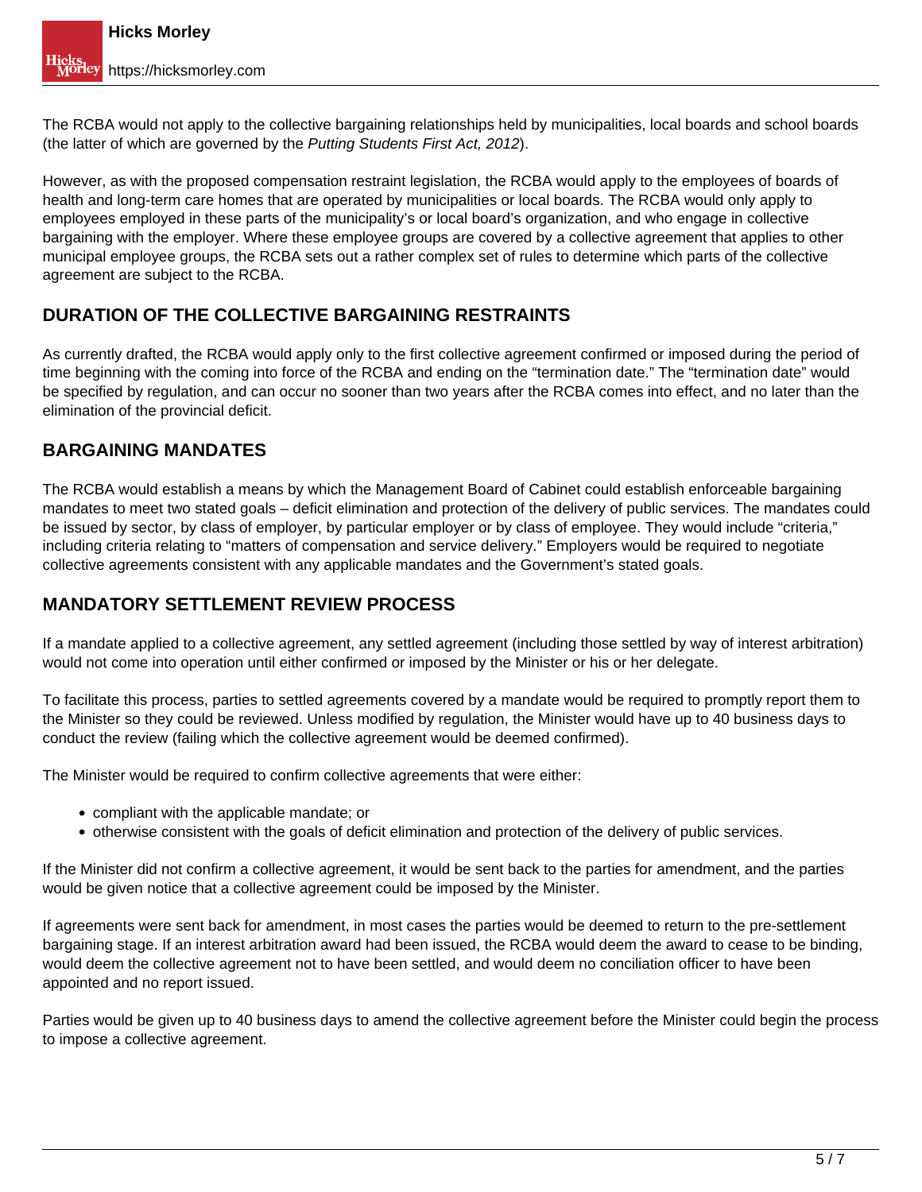The RCBA would not apply to the collective bargaining relationships held by municipalities, local boards and school boards (the latter of which are governed by the *Putting Students First Act, 2012*).

However, as with the proposed compensation restraint legislation, the RCBA would apply to the employees of boards of health and long-term care homes that are operated by municipalities or local boards. The RCBA would only apply to employees employed in these parts of the municipality's or local board's organization, and who engage in collective bargaining with the employer. Where these employee groups are covered by a collective agreement that applies to other municipal employee groups, the RCBA sets out a rather complex set of rules to determine which parts of the collective agreement are subject to the RCBA.

## DURATION OF THE COLLECTIVE BARGAINING RESTRAINTS

As currently drafted, the RCBA would apply only to the first collective agreement confirmed or imposed during the period of time beginning with the coming into force of the RCBA and ending on the "termination date." The "termination date" would be specified by regulation, and can occur no sooner than two years after the RCBA comes into effect, and no later than the elimination of the provincial deficit.

## BARGAINING MANDATES

The RCBA would establish a means by which the Management Board of Cabinet could establish enforceable bargaining mandates to meet two stated goals – deficit elimination and protection of the delivery of public services. The mandates could be issued by sector, by class of employer, by particular employer or by class of employee. They would include "criteria," including criteria relating to "matters of compensation and service delivery." Employers would be required to negotiate collective agreements consistent with any applicable mandates and the Government's stated goals.

## MANDATORY SETTLEMENT REVIEW PROCESS

If a mandate applied to a collective agreement, any settled agreement (including those settled by way of interest arbitration) would not come into operation until either confirmed or imposed by the Minister or his or her delegate.

To facilitate this process, parties to settled agreements covered by a mandate would be required to promptly report them to the Minister so they could be reviewed. Unless modified by regulation, the Minister would have up to 40 business days to conduct the review (failing which the collective agreement would be deemed confirmed).

The Minister would be required to confirm collective agreements that were either:

- compliant with the applicable mandate; or
- otherwise consistent with the goals of deficit elimination and protection of the delivery of public services.

If the Minister did not confirm a collective agreement, it would be sent back to the parties for amendment, and the parties would be given notice that a collective agreement could be imposed by the Minister.

If agreements were sent back for amendment, in most cases the parties would be deemed to return to the pre-settlement bargaining stage. If an interest arbitration award had been issued, the RCBA would deem the award to cease to be binding, would deem the collective agreement not to have been settled, and would deem no conciliation officer to have been appointed and no report issued.

Parties would be given up to 40 business days to amend the collective agreement before the Minister could begin the process to impose a collective agreement.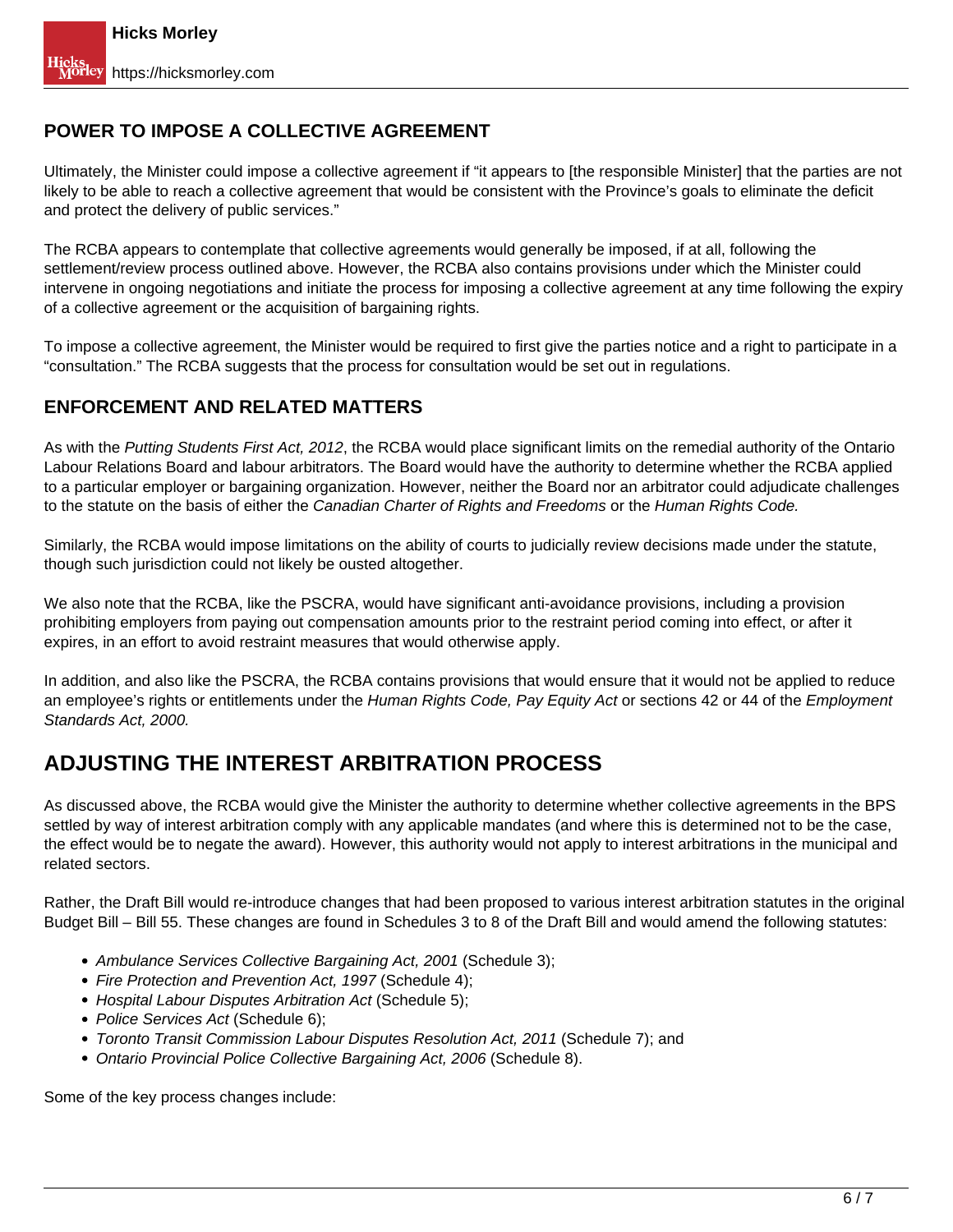### POWER TO IMPOSE A COLLECTIVE AGREEMENT

Ultimately, the Minister could impose a collective agreement if "it appears to [the responsible Minister] that the parties are not likely to be able to reach a collective agreement that would be consistent with the Province's goals to eliminate the deficit and protect the delivery of public services."

The RCBA appears to contemplate that collective agreements would generally be imposed, if at all, following the settlement/review process outlined above. However, the RCBA also contains provisions under which the Minister could intervene in ongoing negotiations and initiate the process for imposing a collective agreement at any time following the expiry of a collective agreement or the acquisition of bargaining rights.

To impose a collective agreement, the Minister would be required to first give the parties notice and a right to participate in a "consultation." The RCBA suggests that the process for consultation would be set out in regulations.

### ENFORCEMENT AND RELATED MATTERS

As with the *Putting Students First Act, 2012*, the RCBA would place significant limits on the remedial authority of the Ontario Labour Relations Board and labour arbitrators. The Board would have the authority to determine whether the RCBA applied to a particular employer or bargaining organization. However, neither the Board nor an arbitrator could adjudicate challenges to the statute on the basis of either the *Canadian Charter of Rights and Freedoms* or the *Human Rights Code.*

Similarly, the RCBA would impose limitations on the ability of courts to judicially review decisions made under the statute, though such jurisdiction could not likely be ousted altogether.

We also note that the RCBA, like the PSCRA, would have significant anti-avoidance provisions, including a provision prohibiting employers from paying out compensation amounts prior to the restraint period coming into effect, or after it expires, in an effort to avoid restraint measures that would otherwise apply.

In addition, and also like the PSCRA, the RCBA contains provisions that would ensure that it would not be applied to reduce an employee's rights or entitlements under the *Human Rights Code, Pay Equity Act* or sections 42 or 44 of the *Employment Standards Act, 2000.*

## ADJUSTING THE INTEREST ARBITRATION PROCESS

As discussed above, the RCBA would give the Minister the authority to determine whether collective agreements in the BPS settled by way of interest arbitration comply with any applicable mandates (and where this is determined not to be the case, the effect would be to negate the award). However, this authority would not apply to interest arbitrations in the municipal and related sectors.

Rather, the Draft Bill would re-introduce changes that had been proposed to various interest arbitration statutes in the original Budget Bill – Bill 55. These changes are found in Schedules 3 to 8 of the Draft Bill and would amend the following statutes:

- *Ambulance Services Collective Bargaining Act, 2001* (Schedule 3);
- *Fire Protection and Prevention Act, 1997* (Schedule 4);
- *Hospital Labour Disputes Arbitration Act* (Schedule 5);
- *Police Services Act* (Schedule 6);
- *Toronto Transit Commission Labour Disputes Resolution Act, 2011* (Schedule 7); and
- *Ontario Provincial Police Collective Bargaining Act, 2006* (Schedule 8).

Some of the key process changes include: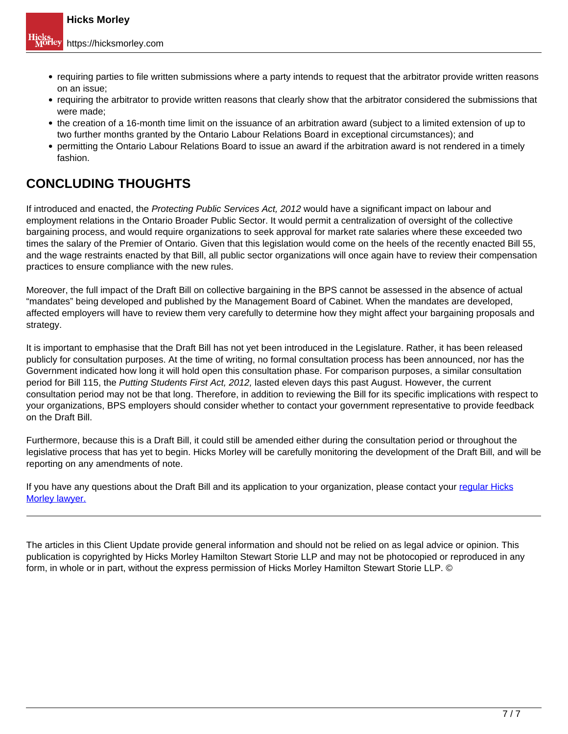- requiring parties to file written submissions where a party intends to request that the arbitrator provide written reasons on an issue;
- requiring the arbitrator to provide written reasons that clearly show that the arbitrator considered the submissions that were made;
- the creation of a 16-month time limit on the issuance of an arbitration award (subject to a limited extension of up to two further months granted by the Ontario Labour Relations Board in exceptional circumstances); and
- permitting the Ontario Labour Relations Board to issue an award if the arbitration award is not rendered in a timely fashion.

## CONCLUDING THOUGHTS

If introduced and enacted, the *Protecting Public Services Act, 2012* would have a significant impact on labour and employment relations in the Ontario Broader Public Sector. It would permit a centralization of oversight of the collective bargaining process, and would require organizations to seek approval for market rate salaries where these exceeded two times the salary of the Premier of Ontario. Given that this legislation would come on the heels of the recently enacted Bill 55, and the wage restraints enacted by that Bill, all public sector organizations will once again have to review their compensation practices to ensure compliance with the new rules.

Moreover, the full impact of the Draft Bill on collective bargaining in the BPS cannot be assessed in the absence of actual "mandates" being developed and published by the Management Board of Cabinet. When the mandates are developed, affected employers will have to review them very carefully to determine how they might affect your bargaining proposals and strategy.

It is important to emphasise that the Draft Bill has not yet been introduced in the Legislature. Rather, it has been released publicly for consultation purposes. At the time of writing, no formal consultation process has been announced, nor has the Government indicated how long it will hold open this consultation phase. For comparison purposes, a similar consultation period for Bill 115, the *Putting Students First Act, 2012,* lasted eleven days this past August. However, the current consultation period may not be that long. Therefore, in addition to reviewing the Bill for its specific implications with respect to your organizations, BPS employers should consider whether to contact your government representative to provide feedback on the Draft Bill.

Furthermore, because this is a Draft Bill, it could still be amended either during the consultation period or throughout the legislative process that has yet to begin. Hicks Morley will be carefully monitoring the development of the Draft Bill, and will be reporting on any amendments of note.

If you have any questions about the Draft Bill and its application to your organization, please contact your regular Hicks Morley lawyer.

---

The articles in this Client Update provide general information and should not be relied on as legal advice or opinion. This publication is copyrighted by Hicks Morley Hamilton Stewart Storie LLP and may not be photocopied or reproduced in any form, in whole or in part, without the express permission of Hicks Morley Hamilton Stewart Storie LLP. ©